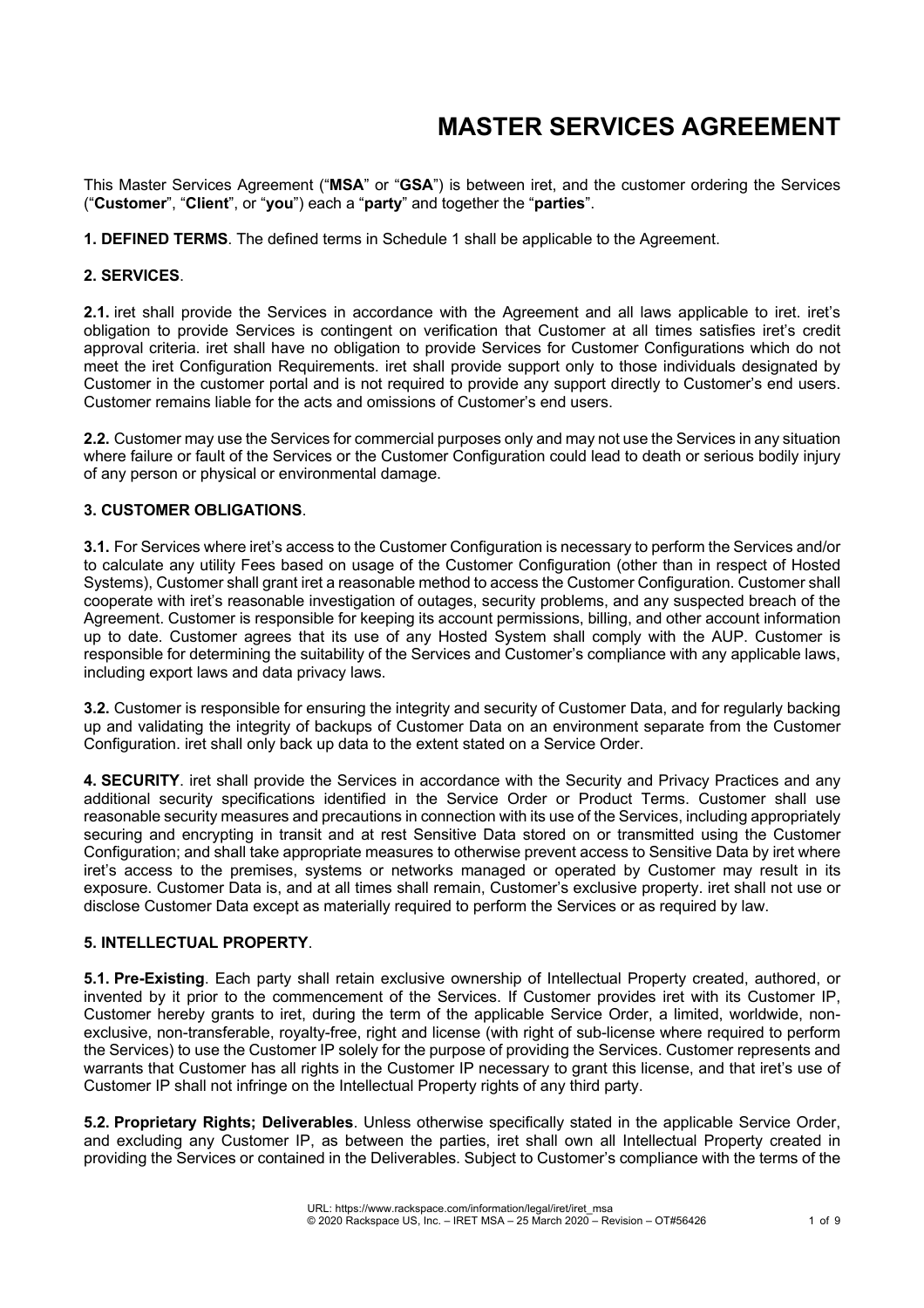# MASTER SERVICES AGREEMENT

This Master Services Agreement ("**MSA**" or "**GSA**") is between iret, and the customer ordering the Services ("**Customer**", "**Client**", or "**you**") each a "**party**" and together the "**parties**".

**1. DEFINED TERMS**. The defined terms in Schedule 1 shall be applicable to the Agreement.

**2. SERVICES**.

**2.1.** iret shall provide the Services in accordance with the Agreement and all laws applicable to iret. iret's obligation to provide Services is contingent on verification that Customer at all times satisfies iret's credit approval criteria. iret shall have no obligation to provide Services for Customer Configurations which do not meet the iret Configuration Requirements. iret shall provide support only to those individuals designated by Customer in the customer portal and is not required to provide any support directly to Customer's end users. Customer remains liable for the acts and omissions of Customer's end users.

**2.2.** Customer may use the Services for commercial purposes only and may not use the Services in any situation where failure or fault of the Services or the Customer Configuration could lead to death or serious bodily injury of any person or physical or environmental damage.

**3. CUSTOMER OBLIGATIONS**.

**3.1.** For Services where iret's access to the Customer Configuration is necessary to perform the Services and/or to calculate any utility Fees based on usage of the Customer Configuration (other than in respect of Hosted Systems), Customer shall grant iret a reasonable method to access the Customer Configuration. Customer shall cooperate with iret's reasonable investigation of outages, security problems, and any suspected breach of the Agreement. Customer is responsible for keeping its account permissions, billing, and other account information up to date. Customer agrees that its use of any Hosted System shall comply with the AUP. Customer is responsible for determining the suitability of the Services and Customer's compliance with any applicable laws, including export laws and data privacy laws.

**3.2.** Customer is responsible for ensuring the integrity and security of Customer Data, and for regularly backing up and validating the integrity of backups of Customer Data on an environment separate from the Customer Configuration. iret shall only back up data to the extent stated on a Service Order.

**4. SECURITY**. iret shall provide the Services in accordance with the Security and Privacy Practices and any additional security specifications identified in the Service Order or Product Terms. Customer shall use reasonable security measures and precautions in connection with its use of the Services, including appropriately securing and encrypting in transit and at rest Sensitive Data stored on or transmitted using the Customer Configuration; and shall take appropriate measures to otherwise prevent access to Sensitive Data by iret where iret's access to the premises, systems or networks managed or operated by Customer may result in its exposure. Customer Data is, and at all times shall remain, Customer's exclusive property. iret shall not use or disclose Customer Data except as materially required to perform the Services or as required by law.

**5. INTELLECTUAL PROPERTY**.

**5.1. Pre-Existing**. Each party shall retain exclusive ownership of Intellectual Property created, authored, or invented by it prior to the commencement of the Services. If Customer provides iret with its Customer IP, Customer hereby grants to iret, during the term of the applicable Service Order, a limited, worldwide, non-exclusive, non-transferable, royalty-free, right and license (with right of sub-license where required to perform the Services) to use the Customer IP solely for the purpose of providing the Services. Customer represents and warrants that Customer has all rights in the Customer IP necessary to grant this license, and that iret's use of Customer IP shall not infringe on the Intellectual Property rights of any third party.

**5.2. Proprietary Rights; Deliverables**. Unless otherwise specifically stated in the applicable Service Order, and excluding any Customer IP, as between the parties, iret shall own all Intellectual Property created in providing the Services or contained in the Deliverables. Subject to Customer's compliance with the terms of the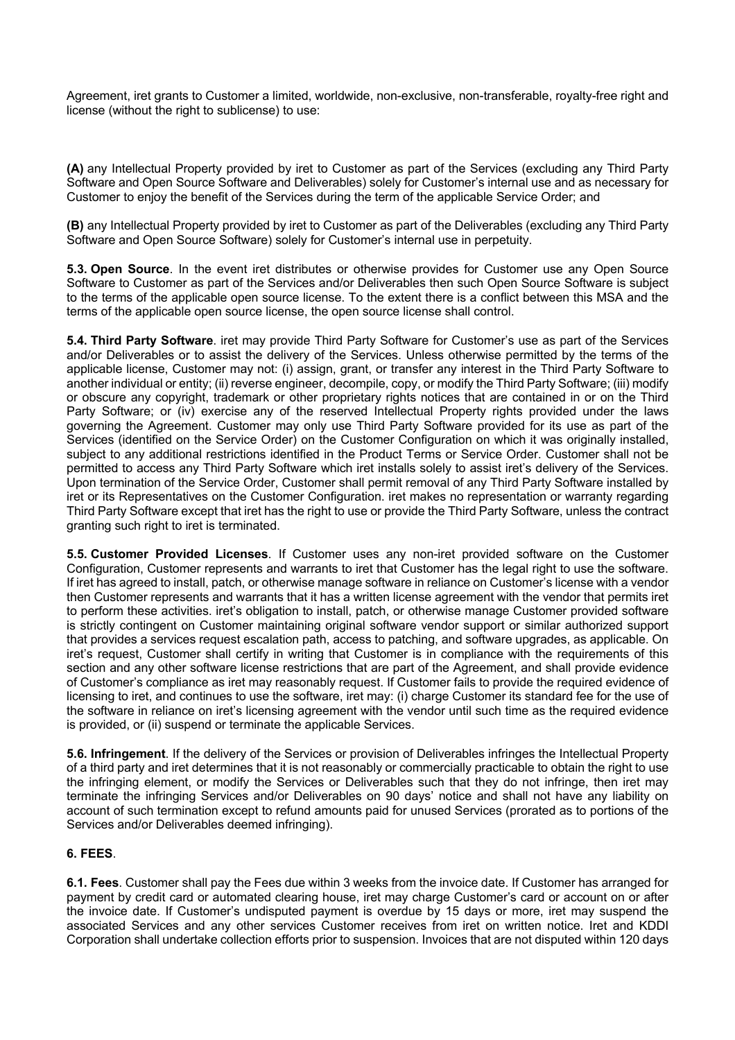Agreement, iret grants to Customer a limited, worldwide, non-exclusive, non-transferable, royalty-free right and license (without the right to sublicense) to use:

**(A)** any Intellectual Property provided by iret to Customer as part of the Services (excluding any Third Party Software and Open Source Software and Deliverables) solely for Customer's internal use and as necessary for Customer to enjoy the benefit of the Services during the term of the applicable Service Order; and

**(B)** any Intellectual Property provided by iret to Customer as part of the Deliverables (excluding any Third Party Software and Open Source Software) solely for Customer's internal use in perpetuity.

**5.3. Open Source**. In the event iret distributes or otherwise provides for Customer use any Open Source Software to Customer as part of the Services and/or Deliverables then such Open Source Software is subject to the terms of the applicable open source license. To the extent there is a conflict between this MSA and the terms of the applicable open source license, the open source license shall control.

**5.4. Third Party Software**. iret may provide Third Party Software for Customer's use as part of the Services and/or Deliverables or to assist the delivery of the Services. Unless otherwise permitted by the terms of the applicable license, Customer may not: (i) assign, grant, or transfer any interest in the Third Party Software to another individual or entity; (ii) reverse engineer, decompile, copy, or modify the Third Party Software; (iii) modify or obscure any copyright, trademark or other proprietary rights notices that are contained in or on the Third Party Software; or (iv) exercise any of the reserved Intellectual Property rights provided under the laws governing the Agreement. Customer may only use Third Party Software provided for its use as part of the Services (identified on the Service Order) on the Customer Configuration on which it was originally installed, subject to any additional restrictions identified in the Product Terms or Service Order. Customer shall not be permitted to access any Third Party Software which iret installs solely to assist iret's delivery of the Services. Upon termination of the Service Order, Customer shall permit removal of any Third Party Software installed by iret or its Representatives on the Customer Configuration. iret makes no representation or warranty regarding Third Party Software except that iret has the right to use or provide the Third Party Software, unless the contract granting such right to iret is terminated.

**5.5. Customer Provided Licenses**. If Customer uses any non-iret provided software on the Customer Configuration, Customer represents and warrants to iret that Customer has the legal right to use the software. If iret has agreed to install, patch, or otherwise manage software in reliance on Customer's license with a vendor then Customer represents and warrants that it has a written license agreement with the vendor that permits iret to perform these activities. iret's obligation to install, patch, or otherwise manage Customer provided software is strictly contingent on Customer maintaining original software vendor support or similar authorized support that provides a services request escalation path, access to patching, and software upgrades, as applicable. On iret's request, Customer shall certify in writing that Customer is in compliance with the requirements of this section and any other software license restrictions that are part of the Agreement, and shall provide evidence of Customer's compliance as iret may reasonably request. If Customer fails to provide the required evidence of licensing to iret, and continues to use the software, iret may: (i) charge Customer its standard fee for the use of the software in reliance on iret's licensing agreement with the vendor until such time as the required evidence is provided, or (ii) suspend or terminate the applicable Services.

**5.6. Infringement**. If the delivery of the Services or provision of Deliverables infringes the Intellectual Property of a third party and iret determines that it is not reasonably or commercially practicable to obtain the right to use the infringing element, or modify the Services or Deliverables such that they do not infringe, then iret may terminate the infringing Services and/or Deliverables on 90 days' notice and shall not have any liability on account of such termination except to refund amounts paid for unused Services (prorated as to portions of the Services and/or Deliverables deemed infringing).

## 6. FEES.

**6.1. Fees**. Customer shall pay the Fees due within 3 weeks from the invoice date. If Customer has arranged for payment by credit card or automated clearing house, iret may charge Customer's card or account on or after the invoice date. If Customer's undisputed payment is overdue by 15 days or more, iret may suspend the associated Services and any other services Customer receives from iret on written notice. Iret and KDDI Corporation shall undertake collection efforts prior to suspension. Invoices that are not disputed within 120 days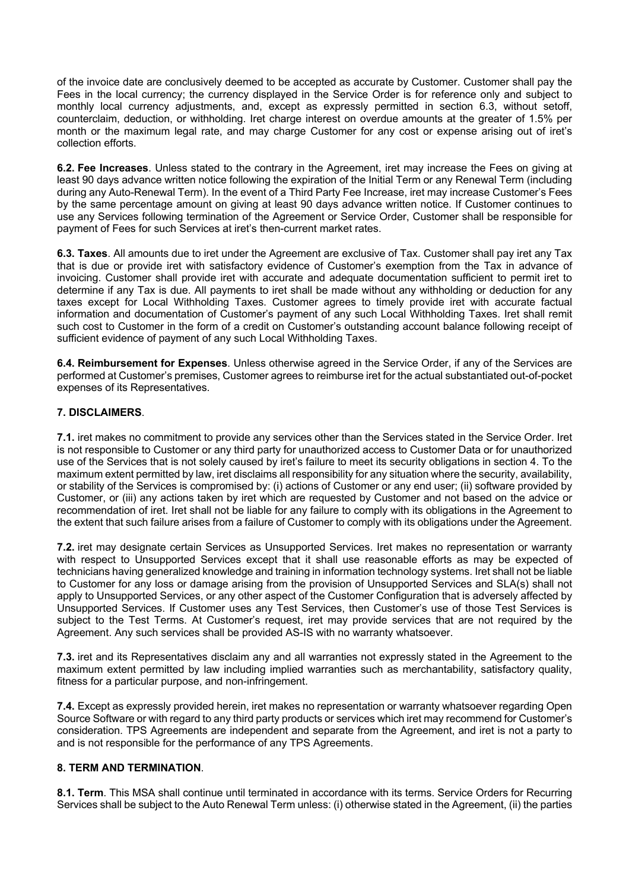of the invoice date are conclusively deemed to be accepted as accurate by Customer. Customer shall pay the Fees in the local currency; the currency displayed in the Service Order is for reference only and subject to monthly local currency adjustments, and, except as expressly permitted in section 6.3, without setoff, counterclaim, deduction, or withholding. Iret charge interest on overdue amounts at the greater of 1.5% per month or the maximum legal rate, and may charge Customer for any cost or expense arising out of iret's collection efforts.

**6.2. Fee Increases**. Unless stated to the contrary in the Agreement, iret may increase the Fees on giving at least 90 days advance written notice following the expiration of the Initial Term or any Renewal Term (including during any Auto-Renewal Term). In the event of a Third Party Fee Increase, iret may increase Customer's Fees by the same percentage amount on giving at least 90 days advance written notice. If Customer continues to use any Services following termination of the Agreement or Service Order, Customer shall be responsible for payment of Fees for such Services at iret's then-current market rates.

**6.3. Taxes**. All amounts due to iret under the Agreement are exclusive of Tax. Customer shall pay iret any Tax that is due or provide iret with satisfactory evidence of Customer's exemption from the Tax in advance of invoicing. Customer shall provide iret with accurate and adequate documentation sufficient to permit iret to determine if any Tax is due. All payments to iret shall be made without any withholding or deduction for any taxes except for Local Withholding Taxes. Customer agrees to timely provide iret with accurate factual information and documentation of Customer's payment of any such Local Withholding Taxes. Iret shall remit such cost to Customer in the form of a credit on Customer's outstanding account balance following receipt of sufficient evidence of payment of any such Local Withholding Taxes.

**6.4. Reimbursement for Expenses**. Unless otherwise agreed in the Service Order, if any of the Services are performed at Customer's premises, Customer agrees to reimburse iret for the actual substantiated out-of-pocket expenses of its Representatives.

## 7. DISCLAIMERS.

**7.1.** iret makes no commitment to provide any services other than the Services stated in the Service Order. Iret is not responsible to Customer or any third party for unauthorized access to Customer Data or for unauthorized use of the Services that is not solely caused by iret's failure to meet its security obligations in section 4. To the maximum extent permitted by law, iret disclaims all responsibility for any situation where the security, availability, or stability of the Services is compromised by: (i) actions of Customer or any end user; (ii) software provided by Customer, or (iii) any actions taken by iret which are requested by Customer and not based on the advice or recommendation of iret. Iret shall not be liable for any failure to comply with its obligations in the Agreement to the extent that such failure arises from a failure of Customer to comply with its obligations under the Agreement.

**7.2.** iret may designate certain Services as Unsupported Services. Iret makes no representation or warranty with respect to Unsupported Services except that it shall use reasonable efforts as may be expected of technicians having generalized knowledge and training in information technology systems. Iret shall not be liable to Customer for any loss or damage arising from the provision of Unsupported Services and SLA(s) shall not apply to Unsupported Services, or any other aspect of the Customer Configuration that is adversely affected by Unsupported Services. If Customer uses any Test Services, then Customer's use of those Test Services is subject to the Test Terms. At Customer's request, iret may provide services that are not required by the Agreement. Any such services shall be provided AS-IS with no warranty whatsoever.

**7.3.** iret and its Representatives disclaim any and all warranties not expressly stated in the Agreement to the maximum extent permitted by law including implied warranties such as merchantability, satisfactory quality, fitness for a particular purpose, and non-infringement.

**7.4.** Except as expressly provided herein, iret makes no representation or warranty whatsoever regarding Open Source Software or with regard to any third party products or services which iret may recommend for Customer's consideration. TPS Agreements are independent and separate from the Agreement, and iret is not a party to and is not responsible for the performance of any TPS Agreements.

## 8. TERM AND TERMINATION.

**8.1. Term**. This MSA shall continue until terminated in accordance with its terms. Service Orders for Recurring Services shall be subject to the Auto Renewal Term unless: (i) otherwise stated in the Agreement, (ii) the parties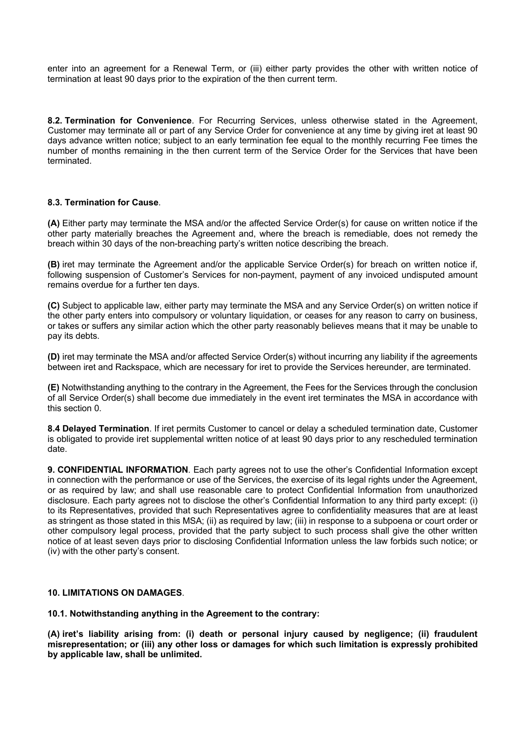enter into an agreement for a Renewal Term, or (iii) either party provides the other with written notice of termination at least 90 days prior to the expiration of the then current term.

**8.2. Termination for Convenience**. For Recurring Services, unless otherwise stated in the Agreement, Customer may terminate all or part of any Service Order for convenience at any time by giving iret at least 90 days advance written notice; subject to an early termination fee equal to the monthly recurring Fee times the number of months remaining in the then current term of the Service Order for the Services that have been terminated.

**8.3. Termination for Cause**.

**(A)** Either party may terminate the MSA and/or the affected Service Order(s) for cause on written notice if the other party materially breaches the Agreement and, where the breach is remediable, does not remedy the breach within 30 days of the non-breaching party's written notice describing the breach.

**(B)** iret may terminate the Agreement and/or the applicable Service Order(s) for breach on written notice if, following suspension of Customer's Services for non-payment, payment of any invoiced undisputed amount remains overdue for a further ten days.

**(C)** Subject to applicable law, either party may terminate the MSA and any Service Order(s) on written notice if the other party enters into compulsory or voluntary liquidation, or ceases for any reason to carry on business, or takes or suffers any similar action which the other party reasonably believes means that it may be unable to pay its debts.

**(D)** iret may terminate the MSA and/or affected Service Order(s) without incurring any liability if the agreements between iret and Rackspace, which are necessary for iret to provide the Services hereunder, are terminated.

**(E)** Notwithstanding anything to the contrary in the Agreement, the Fees for the Services through the conclusion of all Service Order(s) shall become due immediately in the event iret terminates the MSA in accordance with this section 0.

**8.4 Delayed Termination**. If iret permits Customer to cancel or delay a scheduled termination date, Customer is obligated to provide iret supplemental written notice of at least 90 days prior to any rescheduled termination date.

**9. CONFIDENTIAL INFORMATION**. Each party agrees not to use the other's Confidential Information except in connection with the performance or use of the Services, the exercise of its legal rights under the Agreement, or as required by law; and shall use reasonable care to protect Confidential Information from unauthorized disclosure. Each party agrees not to disclose the other's Confidential Information to any third party except: (i) to its Representatives, provided that such Representatives agree to confidentiality measures that are at least as stringent as those stated in this MSA; (ii) as required by law; (iii) in response to a subpoena or court order or other compulsory legal process, provided that the party subject to such process shall give the other written notice of at least seven days prior to disclosing Confidential Information unless the law forbids such notice; or (iv) with the other party's consent.

**10. LIMITATIONS ON DAMAGES**.

**10.1. Notwithstanding anything in the Agreement to the contrary:**

**(A) iret's liability arising from: (i) death or personal injury caused by negligence; (ii) fraudulent misrepresentation; or (iii) any other loss or damages for which such limitation is expressly prohibited by applicable law, shall be unlimited.**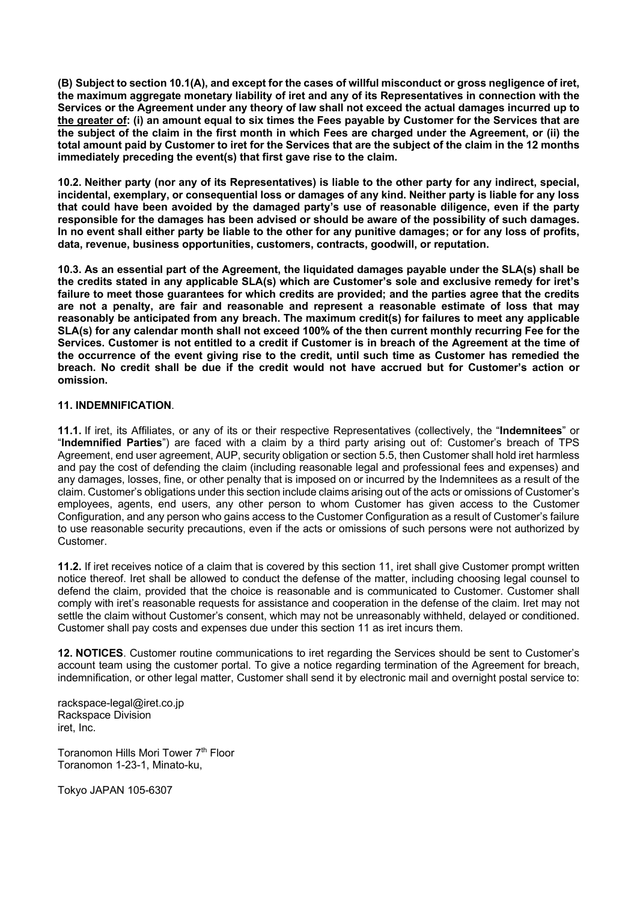**(B) Subject to section 10.1(A), and except for the cases of willful misconduct or gross negligence of iret, the maximum aggregate monetary liability of iret and any of its Representatives in connection with the Services or the Agreement under any theory of law shall not exceed the actual damages incurred up to <u>the greater of</u>: (i) an amount equal to six times the Fees payable by Customer for the Services that are the subject of the claim in the first month in which Fees are charged under the Agreement, or (ii) the total amount paid by Customer to iret for the Services that are the subject of the claim in the 12 months immediately preceding the event(s) that first gave rise to the claim.**

**10.2. Neither party (nor any of its Representatives) is liable to the other party for any indirect, special, incidental, exemplary, or consequential loss or damages of any kind. Neither party is liable for any loss that could have been avoided by the damaged party's use of reasonable diligence, even if the party responsible for the damages has been advised or should be aware of the possibility of such damages. In no event shall either party be liable to the other for any punitive damages; or for any loss of profits, data, revenue, business opportunities, customers, contracts, goodwill, or reputation.**

**10.3. As an essential part of the Agreement, the liquidated damages payable under the SLA(s) shall be the credits stated in any applicable SLA(s) which are Customer's sole and exclusive remedy for iret's failure to meet those guarantees for which credits are provided; and the parties agree that the credits are not a penalty, are fair and reasonable and represent a reasonable estimate of loss that may reasonably be anticipated from any breach. The maximum credit(s) for failures to meet any applicable SLA(s) for any calendar month shall not exceed 100% of the then current monthly recurring Fee for the Services. Customer is not entitled to a credit if Customer is in breach of the Agreement at the time of the occurrence of the event giving rise to the credit, until such time as Customer has remedied the breach. No credit shall be due if the credit would not have accrued but for Customer's action or omission.**

## 11. INDEMNIFICATION.

**11.1.** If iret, its Affiliates, or any of its or their respective Representatives (collectively, the "**Indemnitees**" or "**Indemnified Parties**") are faced with a claim by a third party arising out of: Customer's breach of TPS Agreement, end user agreement, AUP, security obligation or section 5.5, then Customer shall hold iret harmless and pay the cost of defending the claim (including reasonable legal and professional fees and expenses) and any damages, losses, fine, or other penalty that is imposed on or incurred by the Indemnitees as a result of the claim. Customer's obligations under this section include claims arising out of the acts or omissions of Customer's employees, agents, end users, any other person to whom Customer has given access to the Customer Configuration, and any person who gains access to the Customer Configuration as a result of Customer's failure to use reasonable security precautions, even if the acts or omissions of such persons were not authorized by Customer.

**11.2.** If iret receives notice of a claim that is covered by this section 11, iret shall give Customer prompt written notice thereof. Iret shall be allowed to conduct the defense of the matter, including choosing legal counsel to defend the claim, provided that the choice is reasonable and is communicated to Customer. Customer shall comply with iret's reasonable requests for assistance and cooperation in the defense of the claim. Iret may not settle the claim without Customer's consent, which may not be unreasonably withheld, delayed or conditioned. Customer shall pay costs and expenses due under this section 11 as iret incurs them.

**12. NOTICES**. Customer routine communications to iret regarding the Services should be sent to Customer's account team using the customer portal. To give a notice regarding termination of the Agreement for breach, indemnification, or other legal matter, Customer shall send it by electronic mail and overnight postal service to:

rackspace-legal@iret.co.jp
Rackspace Division
iret, Inc.

Toranomon Hills Mori Tower 7th Floor
Toranomon 1-23-1, Minato-ku,

Tokyo JAPAN 105-6307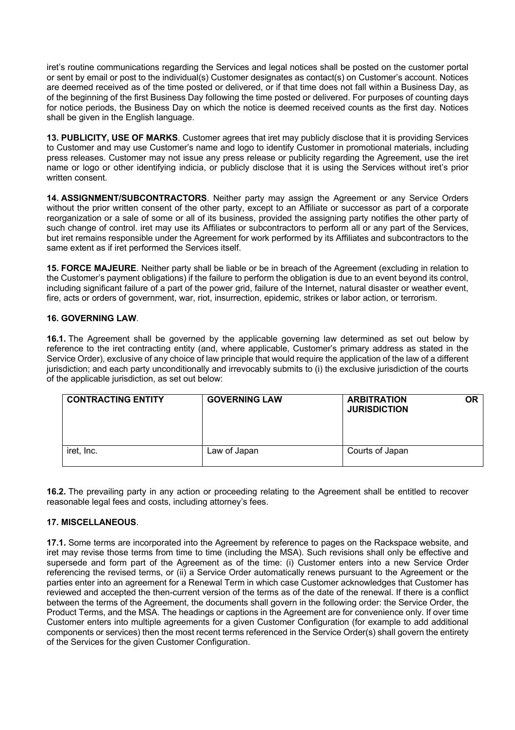iret's routine communications regarding the Services and legal notices shall be posted on the customer portal or sent by email or post to the individual(s) Customer designates as contact(s) on Customer's account. Notices are deemed received as of the time posted or delivered, or if that time does not fall within a Business Day, as of the beginning of the first Business Day following the time posted or delivered. For purposes of counting days for notice periods, the Business Day on which the notice is deemed received counts as the first day. Notices shall be given in the English language.

**13. PUBLICITY, USE OF MARKS**. Customer agrees that iret may publicly disclose that it is providing Services to Customer and may use Customer's name and logo to identify Customer in promotional materials, including press releases. Customer may not issue any press release or publicity regarding the Agreement, use the iret name or logo or other identifying indicia, or publicly disclose that it is using the Services without iret's prior written consent.

**14. ASSIGNMENT/SUBCONTRACTORS**. Neither party may assign the Agreement or any Service Orders without the prior written consent of the other party, except to an Affiliate or successor as part of a corporate reorganization or a sale of some or all of its business, provided the assigning party notifies the other party of such change of control. iret may use its Affiliates or subcontractors to perform all or any part of the Services, but iret remains responsible under the Agreement for work performed by its Affiliates and subcontractors to the same extent as if iret performed the Services itself.

**15. FORCE MAJEURE**. Neither party shall be liable or be in breach of the Agreement (excluding in relation to the Customer's payment obligations) if the failure to perform the obligation is due to an event beyond its control, including significant failure of a part of the power grid, failure of the Internet, natural disaster or weather event, fire, acts or orders of government, war, riot, insurrection, epidemic, strikes or labor action, or terrorism.

**16. GOVERNING LAW**.

**16.1.** The Agreement shall be governed by the applicable governing law determined as set out below by reference to the iret contracting entity (and, where applicable, Customer's primary address as stated in the Service Order), exclusive of any choice of law principle that would require the application of the law of a different jurisdiction; and each party unconditionally and irrevocably submits to (i) the exclusive jurisdiction of the courts of the applicable jurisdiction, as set out below:

| CONTRACTING ENTITY | GOVERNING LAW | ARBITRATION OR JURISDICTION |
|---|---|---|
| iret, Inc. | Law of Japan | Courts of Japan |

**16.2.** The prevailing party in any action or proceeding relating to the Agreement shall be entitled to recover reasonable legal fees and costs, including attorney's fees.

**17. MISCELLANEOUS**.

**17.1.** Some terms are incorporated into the Agreement by reference to pages on the Rackspace website, and iret may revise those terms from time to time (including the MSA). Such revisions shall only be effective and supersede and form part of the Agreement as of the time: (i) Customer enters into a new Service Order referencing the revised terms, or (ii) a Service Order automatically renews pursuant to the Agreement or the parties enter into an agreement for a Renewal Term in which case Customer acknowledges that Customer has reviewed and accepted the then-current version of the terms as of the date of the renewal. If there is a conflict between the terms of the Agreement, the documents shall govern in the following order: the Service Order, the Product Terms, and the MSA. The headings or captions in the Agreement are for convenience only. If over time Customer enters into multiple agreements for a given Customer Configuration (for example to add additional components or services) then the most recent terms referenced in the Service Order(s) shall govern the entirety of the Services for the given Customer Configuration.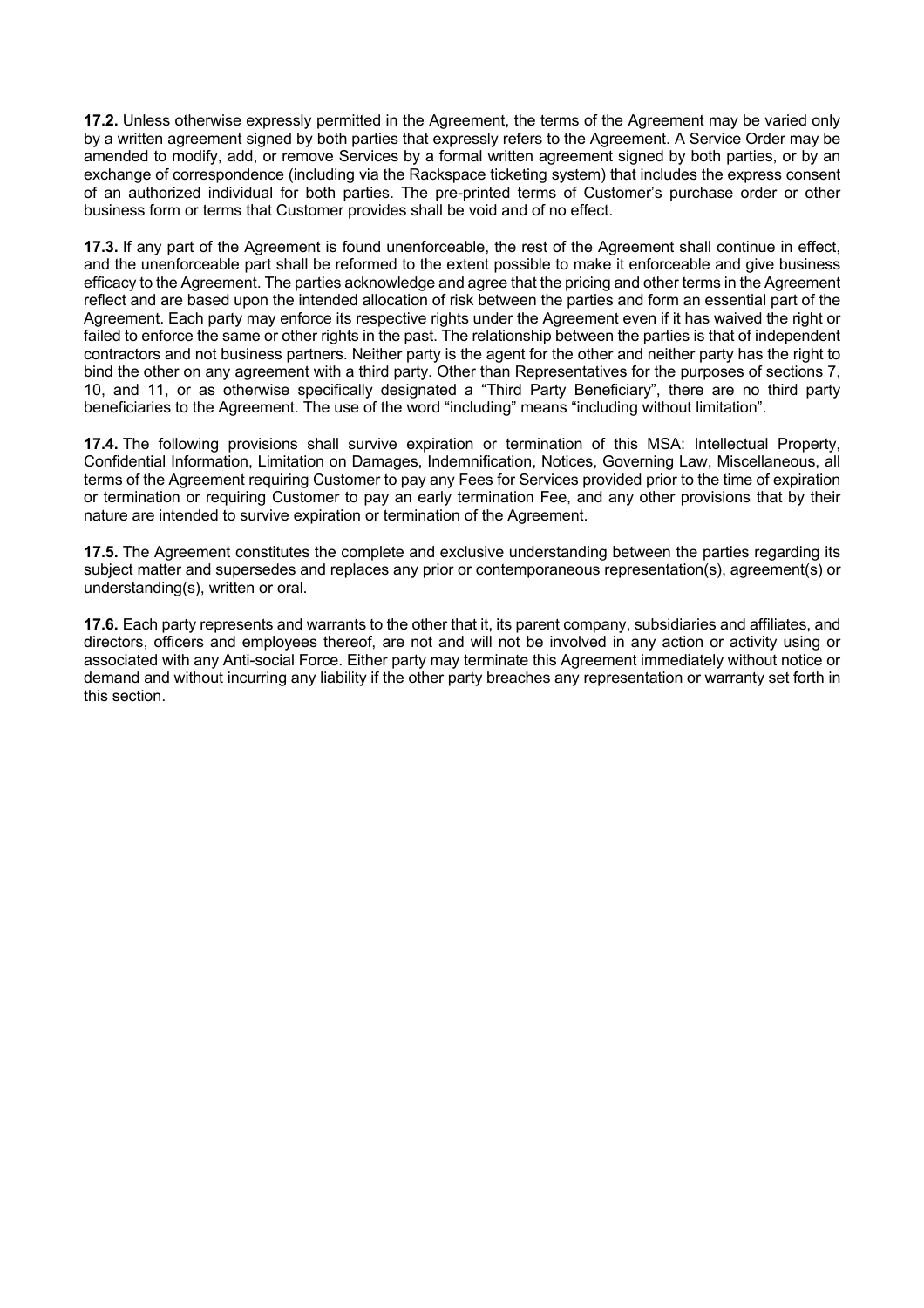**17.2.** Unless otherwise expressly permitted in the Agreement, the terms of the Agreement may be varied only by a written agreement signed by both parties that expressly refers to the Agreement. A Service Order may be amended to modify, add, or remove Services by a formal written agreement signed by both parties, or by an exchange of correspondence (including via the Rackspace ticketing system) that includes the express consent of an authorized individual for both parties. The pre-printed terms of Customer's purchase order or other business form or terms that Customer provides shall be void and of no effect.

**17.3.** If any part of the Agreement is found unenforceable, the rest of the Agreement shall continue in effect, and the unenforceable part shall be reformed to the extent possible to make it enforceable and give business efficacy to the Agreement. The parties acknowledge and agree that the pricing and other terms in the Agreement reflect and are based upon the intended allocation of risk between the parties and form an essential part of the Agreement. Each party may enforce its respective rights under the Agreement even if it has waived the right or failed to enforce the same or other rights in the past. The relationship between the parties is that of independent contractors and not business partners. Neither party is the agent for the other and neither party has the right to bind the other on any agreement with a third party. Other than Representatives for the purposes of sections 7, 10, and 11, or as otherwise specifically designated a "Third Party Beneficiary", there are no third party beneficiaries to the Agreement. The use of the word "including" means "including without limitation".

**17.4.** The following provisions shall survive expiration or termination of this MSA: Intellectual Property, Confidential Information, Limitation on Damages, Indemnification, Notices, Governing Law, Miscellaneous, all terms of the Agreement requiring Customer to pay any Fees for Services provided prior to the time of expiration or termination or requiring Customer to pay an early termination Fee, and any other provisions that by their nature are intended to survive expiration or termination of the Agreement.

**17.5.** The Agreement constitutes the complete and exclusive understanding between the parties regarding its subject matter and supersedes and replaces any prior or contemporaneous representation(s), agreement(s) or understanding(s), written or oral.

**17.6.** Each party represents and warrants to the other that it, its parent company, subsidiaries and affiliates, and directors, officers and employees thereof, are not and will not be involved in any action or activity using or associated with any Anti-social Force. Either party may terminate this Agreement immediately without notice or demand and without incurring any liability if the other party breaches any representation or warranty set forth in this section.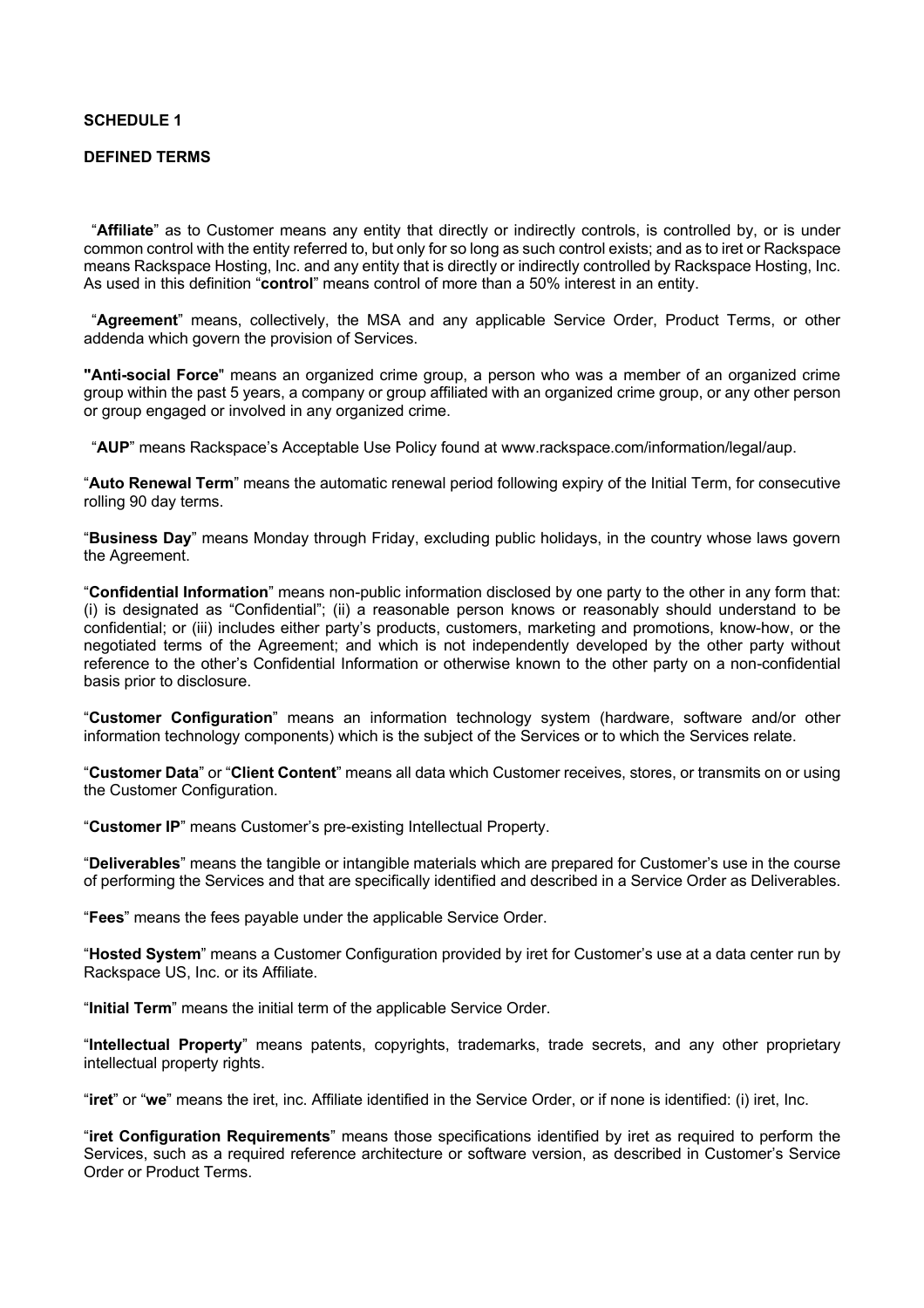**SCHEDULE 1**

**DEFINED TERMS**

"**Affiliate**" as to Customer means any entity that directly or indirectly controls, is controlled by, or is under common control with the entity referred to, but only for so long as such control exists; and as to iret or Rackspace means Rackspace Hosting, Inc. and any entity that is directly or indirectly controlled by Rackspace Hosting, Inc. As used in this definition "**control**" means control of more than a 50% interest in an entity.

"**Agreement**" means, collectively, the MSA and any applicable Service Order, Product Terms, or other addenda which govern the provision of Services.

"**Anti-social Force**" means an organized crime group, a person who was a member of an organized crime group within the past 5 years, a company or group affiliated with an organized crime group, or any other person or group engaged or involved in any organized crime.

"**AUP**" means Rackspace's Acceptable Use Policy found at www.rackspace.com/information/legal/aup.

"**Auto Renewal Term**" means the automatic renewal period following expiry of the Initial Term, for consecutive rolling 90 day terms.

"**Business Day**" means Monday through Friday, excluding public holidays, in the country whose laws govern the Agreement.

"**Confidential Information**" means non-public information disclosed by one party to the other in any form that: (i) is designated as "Confidential"; (ii) a reasonable person knows or reasonably should understand to be confidential; or (iii) includes either party's products, customers, marketing and promotions, know-how, or the negotiated terms of the Agreement; and which is not independently developed by the other party without reference to the other's Confidential Information or otherwise known to the other party on a non-confidential basis prior to disclosure.

"**Customer Configuration**" means an information technology system (hardware, software and/or other information technology components) which is the subject of the Services or to which the Services relate.

"**Customer Data**" or "**Client Content**" means all data which Customer receives, stores, or transmits on or using the Customer Configuration.

"**Customer IP**" means Customer's pre-existing Intellectual Property.

"**Deliverables**" means the tangible or intangible materials which are prepared for Customer's use in the course of performing the Services and that are specifically identified and described in a Service Order as Deliverables.

"**Fees**" means the fees payable under the applicable Service Order.

"**Hosted System**" means a Customer Configuration provided by iret for Customer's use at a data center run by Rackspace US, Inc. or its Affiliate.

"**Initial Term**" means the initial term of the applicable Service Order.

"**Intellectual Property**" means patents, copyrights, trademarks, trade secrets, and any other proprietary intellectual property rights.

"**iret**" or "**we**" means the iret, inc. Affiliate identified in the Service Order, or if none is identified: (i) iret, Inc.

"**iret Configuration Requirements**" means those specifications identified by iret as required to perform the Services, such as a required reference architecture or software version, as described in Customer's Service Order or Product Terms.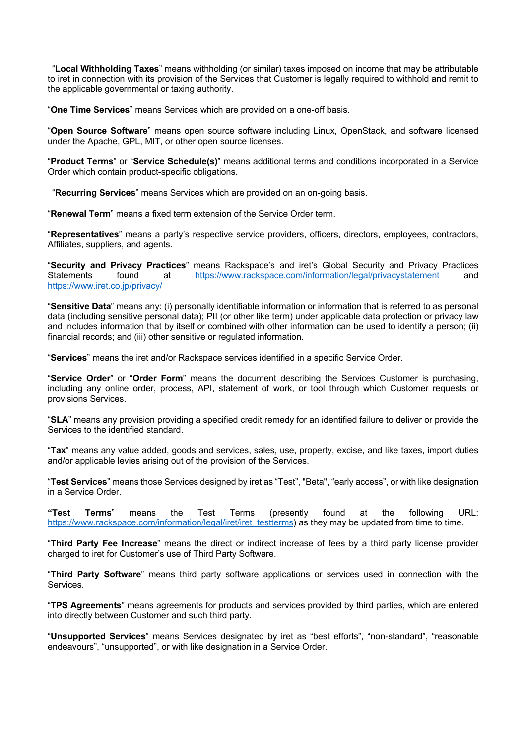"**Local Withholding Taxes**" means withholding (or similar) taxes imposed on income that may be attributable to iret in connection with its provision of the Services that Customer is legally required to withhold and remit to the applicable governmental or taxing authority.

"**One Time Services**" means Services which are provided on a one-off basis.

"**Open Source Software**" means open source software including Linux, OpenStack, and software licensed under the Apache, GPL, MIT, or other open source licenses.

"**Product Terms**" or "**Service Schedule(s)**" means additional terms and conditions incorporated in a Service Order which contain product-specific obligations.

"**Recurring Services**" means Services which are provided on an on-going basis.

"**Renewal Term**" means a fixed term extension of the Service Order term.

"**Representatives**" means a party's respective service providers, officers, directors, employees, contractors, Affiliates, suppliers, and agents.

"**Security and Privacy Practices**" means Rackspace's and iret's Global Security and Privacy Practices Statements found at https://www.rackspace.com/information/legal/privacystatement and https://www.iret.co.jp/privacy/

"**Sensitive Data**" means any: (i) personally identifiable information or information that is referred to as personal data (including sensitive personal data); PII (or other like term) under applicable data protection or privacy law and includes information that by itself or combined with other information can be used to identify a person; (ii) financial records; and (iii) other sensitive or regulated information.

"**Services**" means the iret and/or Rackspace services identified in a specific Service Order.

"**Service Order**" or "**Order Form**" means the document describing the Services Customer is purchasing, including any online order, process, API, statement of work, or tool through which Customer requests or provisions Services.

"**SLA**" means any provision providing a specified credit remedy for an identified failure to deliver or provide the Services to the identified standard.

"**Tax**" means any value added, goods and services, sales, use, property, excise, and like taxes, import duties and/or applicable levies arising out of the provision of the Services.

"**Test Services**" means those Services designed by iret as "Test", "Beta", "early access", or with like designation in a Service Order.

**"Test Terms**" means the Test Terms (presently found at the following URL: https://www.rackspace.com/information/legal/iret/iret_testterms) as they may be updated from time to time.

"**Third Party Fee Increase**" means the direct or indirect increase of fees by a third party license provider charged to iret for Customer's use of Third Party Software.

"**Third Party Software**" means third party software applications or services used in connection with the Services.

"**TPS Agreements**" means agreements for products and services provided by third parties, which are entered into directly between Customer and such third party.

"**Unsupported Services**" means Services designated by iret as "best efforts", "non-standard", "reasonable endeavours", "unsupported", or with like designation in a Service Order.